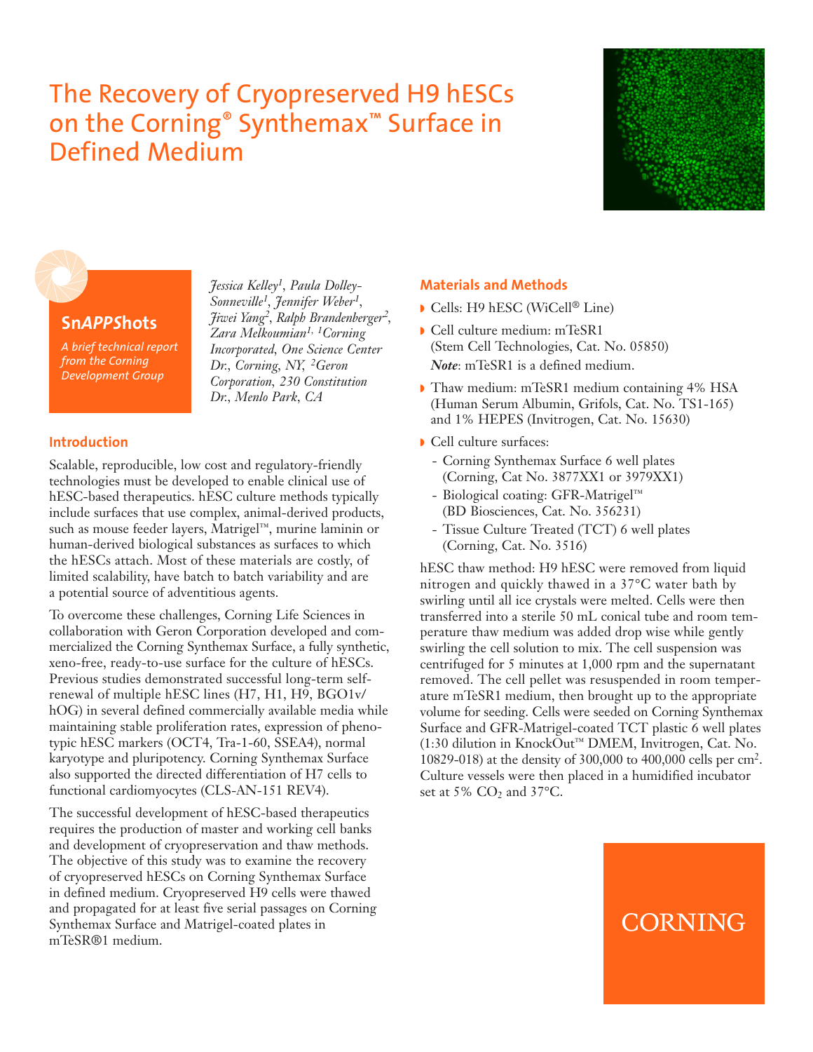# The Recovery of Cryopreserved H9 hESCs on the Corning® Synthemax™ Surface in Defined Medium

**Sn*APP*Shots**

*A brief technical report from the Corning Development Group*

*Jessica Kelley[1], Paula Dolley-Sonneville[1], Jennifer Weber[1], Jiwei Yang[2], Ralph Brandenberger[2], Zara Melkoumian[1], [1]Corning Incorporated, One Science Center Dr., Corning, NY, [2]Geron Corporation, 230 Constitution Dr., Menlo Park, CA*

## Introduction

Scalable, reproducible, low cost and regulatory-friendly technologies must be developed to enable clinical use of hESC-based therapeutics. hESC culture methods typically include surfaces that use complex, animal-derived products, such as mouse feeder layers, Matrigel™, murine laminin or human-derived biological substances as surfaces to which the hESCs attach. Most of these materials are costly, of limited scalability, have batch to batch variability and are a potential source of adventitious agents.

To overcome these challenges, Corning Life Sciences in collaboration with Geron Corporation developed and commercialized the Corning Synthemax Surface, a fully synthetic, xeno-free, ready-to-use surface for the culture of hESCs. Previous studies demonstrated successful long-term self-renewal of multiple hESC lines (H7, H1, H9, BGO1v/hOG) in several defined commercially available media while maintaining stable proliferation rates, expression of phenotypic hESC markers (OCT4, Tra-1-60, SSEA4), normal karyotype and pluripotency. Corning Synthemax Surface also supported the directed differentiation of H7 cells to functional cardiomyocytes (CLS-AN-151 REV4).

The successful development of hESC-based therapeutics requires the production of master and working cell banks and development of cryopreservation and thaw methods. The objective of this study was to examine the recovery of cryopreserved hESCs on Corning Synthemax Surface in defined medium. Cryopreserved H9 cells were thawed and propagated for at least five serial passages on Corning Synthemax Surface and Matrigel-coated plates in mTeSR®1 medium.

## Materials and Methods

- Cells: H9 hESC (WiCell® Line)
- Cell culture medium: mTeSR1 (Stem Cell Technologies, Cat. No. 05850)
  ***Note***: mTeSR1 is a defined medium.
- Thaw medium: mTeSR1 medium containing 4% HSA (Human Serum Albumin, Grifols, Cat. No. TS1-165) and 1% HEPES (Invitrogen, Cat. No. 15630)
- Cell culture surfaces:
  - Corning Synthemax Surface 6 well plates (Corning, Cat No. 3877XX1 or 3979XX1)
  - Biological coating: GFR-Matrigel™ (BD Biosciences, Cat. No. 356231)
  - Tissue Culture Treated (TCT) 6 well plates (Corning, Cat. No. 3516)

hESC thaw method: H9 hESC were removed from liquid nitrogen and quickly thawed in a 37°C water bath by swirling until all ice crystals were melted. Cells were then transferred into a sterile 50 mL conical tube and room temperature thaw medium was added drop wise while gently swirling the cell solution to mix. The cell suspension was centrifuged for 5 minutes at 1,000 rpm and the supernatant removed. The cell pellet was resuspended in room temperature mTeSR1 medium, then brought up to the appropriate volume for seeding. Cells were seeded on Corning Synthemax Surface and GFR-Matrigel-coated TCT plastic 6 well plates (1:30 dilution in KnockOut™ DMEM, Invitrogen, Cat. No. 10829-018) at the density of 300,000 to 400,000 cells per $cm^2$. Culture vessels were then placed in a humidified incubator set at 5% $CO_2$ and 37°C.

CORNING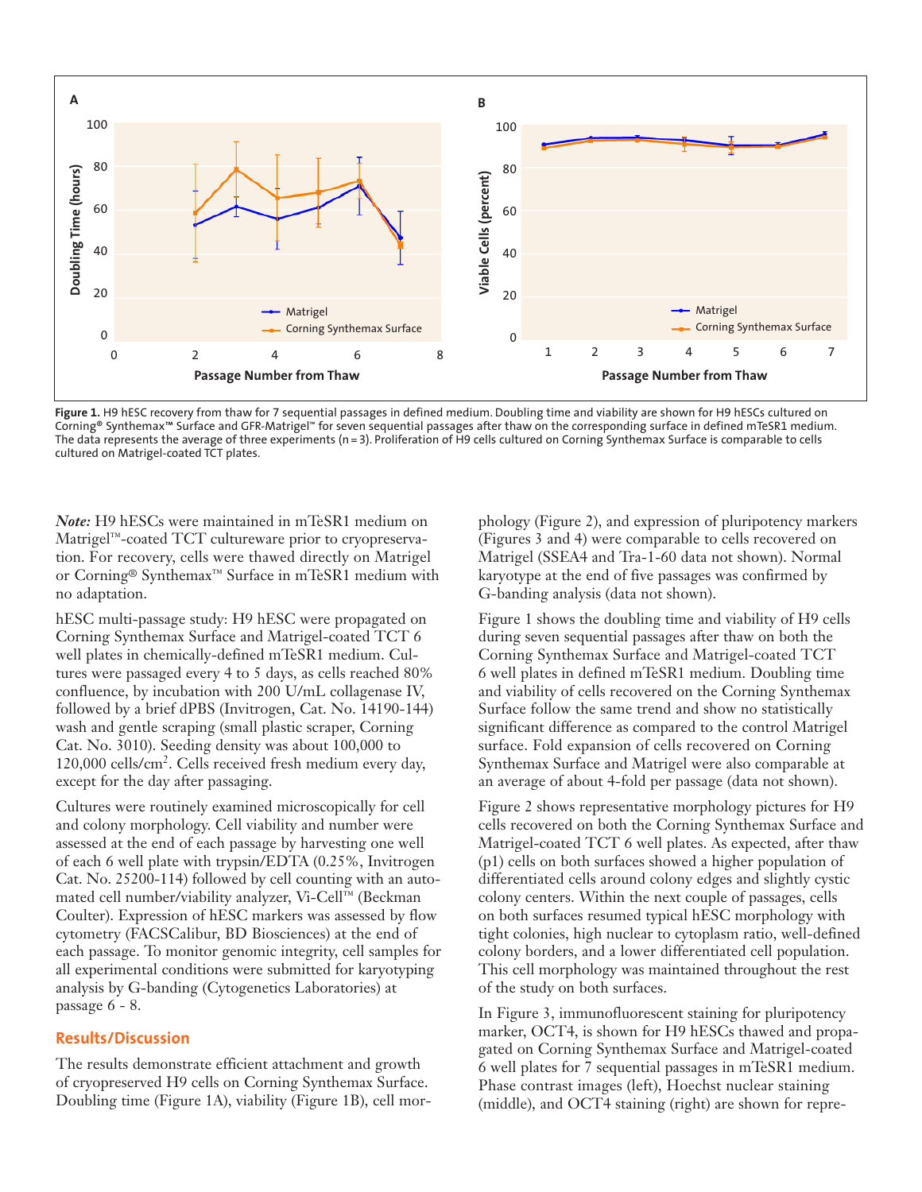**Figure 1.** H9 hESC recovery from thaw for 7 sequential passages in defined medium. Doubling time and viability are shown for H9 hESCs cultured on Corning® Synthemax™ Surface and GFR-Matrigel™ for seven sequential passages after thaw on the corresponding surface in defined mTeSR1 medium. The data represents the average of three experiments (n = 3). Proliferation of H9 cells cultured on Corning Synthemax Surface is comparable to cells cultured on Matrigel-coated TCT plates.

*Note:* H9 hESCs were maintained in mTeSR1 medium on Matrigel™-coated TCT cultureware prior to cryopreservation. For recovery, cells were thawed directly on Matrigel or Corning® Synthemax™ Surface in mTeSR1 medium with no adaptation.

hESC multi-passage study: H9 hESC were propagated on Corning Synthemax Surface and Matrigel-coated TCT 6 well plates in chemically-defined mTeSR1 medium. Cultures were passaged every 4 to 5 days, as cells reached 80% confluence, by incubation with 200 U/mL collagenase IV, followed by a brief dPBS (Invitrogen, Cat. No. 14190-144) wash and gentle scraping (small plastic scraper, Corning Cat. No. 3010). Seeding density was about 100,000 to 120,000 cells/cm$^2$. Cells received fresh medium every day, except for the day after passaging.

Cultures were routinely examined microscopically for cell and colony morphology. Cell viability and number were assessed at the end of each passage by harvesting one well of each 6 well plate with trypsin/EDTA (0.25%, Invitrogen Cat. No. 25200-114) followed by cell counting with an automated cell number/viability analyzer, Vi-Cell™ (Beckman Coulter). Expression of hESC markers was assessed by flow cytometry (FACSCalibur, BD Biosciences) at the end of each passage. To monitor genomic integrity, cell samples for all experimental conditions were submitted for karyotyping analysis by G-banding (Cytogenetics Laboratories) at passage 6 - 8.

## Results/Discussion

The results demonstrate efficient attachment and growth of cryopreserved H9 cells on Corning Synthemax Surface. Doubling time (Figure 1A), viability (Figure 1B), cell morphology (Figure 2), and expression of pluripotency markers (Figures 3 and 4) were comparable to cells recovered on Matrigel (SSEA4 and Tra-1-60 data not shown). Normal karyotype at the end of five passages was confirmed by G-banding analysis (data not shown).

Figure 1 shows the doubling time and viability of H9 cells during seven sequential passages after thaw on both the Corning Synthemax Surface and Matrigel-coated TCT 6 well plates in defined mTeSR1 medium. Doubling time and viability of cells recovered on the Corning Synthemax Surface follow the same trend and show no statistically significant difference as compared to the control Matrigel surface. Fold expansion of cells recovered on Corning Synthemax Surface and Matrigel were also comparable at an average of about 4-fold per passage (data not shown).

Figure 2 shows representative morphology pictures for H9 cells recovered on both the Corning Synthemax Surface and Matrigel-coated TCT 6 well plates. As expected, after thaw (p1) cells on both surfaces showed a higher population of differentiated cells around colony edges and slightly cystic colony centers. Within the next couple of passages, cells on both surfaces resumed typical hESC morphology with tight colonies, high nuclear to cytoplasm ratio, well-defined colony borders, and a lower differentiated cell population. This cell morphology was maintained throughout the rest of the study on both surfaces.

In Figure 3, immunofluorescent staining for pluripotency marker, OCT4, is shown for H9 hESCs thawed and propagated on Corning Synthemax Surface and Matrigel-coated 6 well plates for 7 sequential passages in mTeSR1 medium. Phase contrast images (left), Hoechst nuclear staining (middle), and OCT4 staining (right) are shown for repre-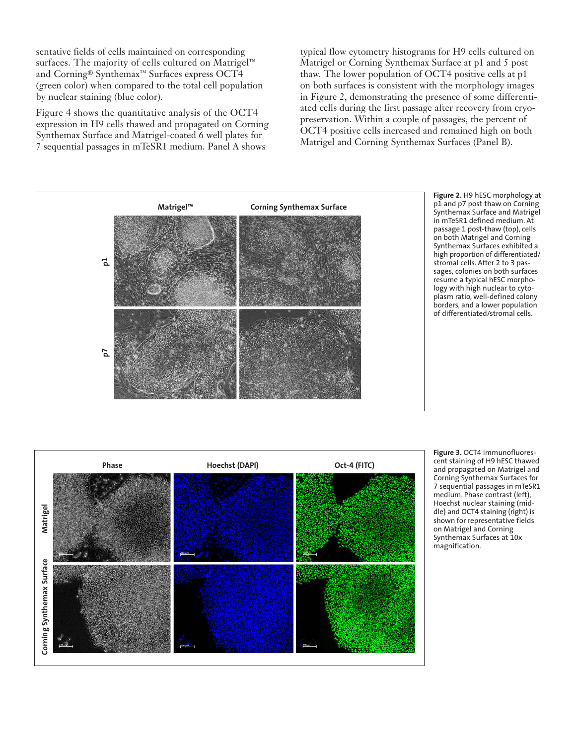sentative fields of cells maintained on corresponding surfaces. The majority of cells cultured on Matrigel™ and Corning® Synthemax™ Surfaces express OCT4 (green color) when compared to the total cell population by nuclear staining (blue color).

Figure 4 shows the quantitative analysis of the OCT4 expression in H9 cells thawed and propagated on Corning Synthemax Surface and Matrigel-coated 6 well plates for 7 sequential passages in mTeSR1 medium. Panel A shows typical flow cytometry histograms for H9 cells cultured on Matrigel or Corning Synthemax Surface at p1 and 5 post thaw. The lower population of OCT4 positive cells at p1 on both surfaces is consistent with the morphology images in Figure 2, demonstrating the presence of some differentiated cells during the first passage after recovery from cryopreservation. Within a couple of passages, the percent of OCT4 positive cells increased and remained high on both Matrigel and Corning Synthemax Surfaces (Panel B).

**Figure 2.** H9 hESC morphology at p1 and p7 post thaw on Corning Synthemax Surface and Matrigel in mTeSR1 defined medium. At passage 1 post-thaw (top), cells on both Matrigel and Corning Synthemax Surfaces exhibited a high proportion of differentiated/stromal cells. After 2 to 3 passages, colonies on both surfaces resume a typical hESC morphology with high nuclear to cytoplasm ratio, well-defined colony borders, and a lower population of differentiated/stromal cells.

**Figure 3.** OCT4 immunofluorescent staining of H9 hESC thawed and propagated on Matrigel and Corning Synthemax Surfaces for 7 sequential passages in mTeSR1 medium. Phase contrast (left), Hoechst nuclear staining (middle) and OCT4 staining (right) is shown for representative fields on Matrigel and Corning Synthemax Surfaces at 10x magnification.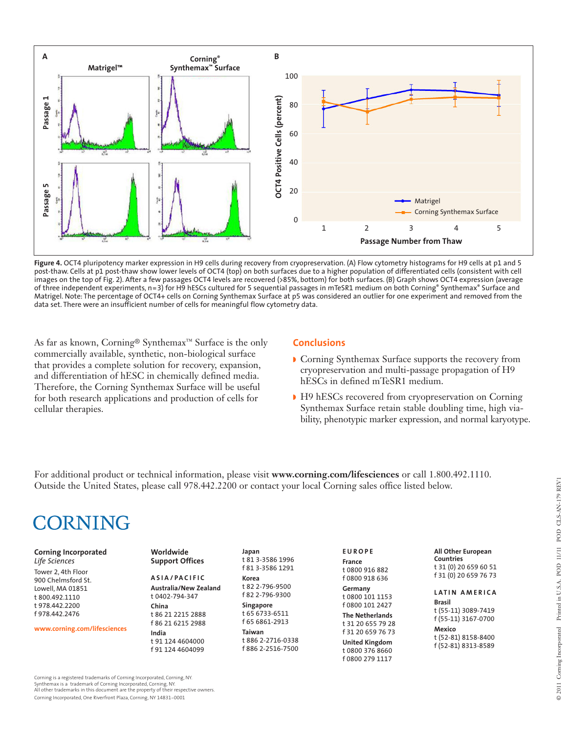A

Matrigel™

Corning® Synthemax™ Surface

Passage 1

Passage 5

B

OCT4 Positive Cells (percent)

100

80

60

40

20

0

1 2 3 4 5

Passage Number from Thaw

Matrigel

Corning Synthemax Surface

**Figure 4.** OCT4 pluripotency marker expression in H9 cells during recovery from cryopreservation. (A) Flow cytometry histograms for H9 cells at p1 and 5 post-thaw. Cells at p1 post-thaw show lower levels of OCT4 (top) on both surfaces due to a higher population of differentiated cells (consistent with cell images on the top of Fig. 2). After a few passages OCT4 levels are recovered (>85%, bottom) for both surfaces. (B) Graph shows OCT4 expression (average of three independent experiments, n=3) for H9 hESCs cultured for 5 sequential passages in mTeSR1 medium on both Corning® Synthemax® Surface and Matrigel. Note: The percentage of OCT4+ cells on Corning Synthemax Surface at p5 was considered an outlier for one experiment and removed from the data set. There were an insufficient number of cells for meaningful flow cytometry data.

As far as known, Corning® Synthemax™ Surface is the only commercially available, synthetic, non-biological surface that provides a complete solution for recovery, expansion, and differentiation of hESC in chemically defined media. Therefore, the Corning Synthemax Surface will be useful for both research applications and production of cells for cellular therapies.

## Conclusions

- Corning Synthemax Surface supports the recovery from cryopreservation and multi-passage propagation of H9 hESCs in defined mTeSR1 medium.
- H9 hESCs recovered from cryopreservation on Corning Synthemax Surface retain stable doubling time, high viability, phenotypic marker expression, and normal karyotype.

For additional product or technical information, please visit **www.corning.com/lifesciences** or call 1.800.492.1110. Outside the United States, please call 978.442.2200 or contact your local Corning sales office listed below.

CORNING

**Corning Incorporated**
*Life Sciences*
Tower 2, 4th Floor
900 Chelmsford St.
Lowell, MA 01851
t 800.492.1110
t 978.442.2200
f 978.442.2476

**www.corning.com/lifesciences**

**Worldwide Support Offices**

**ASIA/PACIFIC**

**Australia/New Zealand**
t 0402-794-347

**China**
t 86 21 2215 2888
f 86 21 6215 2988

**India**
t 91 124 4604000
f 91 124 4604099

**Japan**
t 81 3-3586 1996
f 81 3-3586 1291

**Korea**
t 82 2-796-9500
f 82 2-796-9300

**Singapore**
t 65 6733-6511
f 65 6861-2913

**Taiwan**
t 886 2-2716-0338
f 886 2-2516-7500

**EUROPE**

**France**
t 0800 916 882
f 0800 918 636

**Germany**
t 0800 101 1153
f 0800 101 2427

**The Netherlands**
t 31 20 655 79 28
f 31 20 659 76 73

**United Kingdom**
t 0800 376 8660
f 0800 279 1117

**All Other European Countries**
t 31 (0) 20 659 60 51
f 31 (0) 20 659 76 73

**LATIN AMERICA**

**Brasil**
t (55-11) 3089-7419
f (55-11) 3167-0700

**Mexico**
t (52-81) 8158-8400
f (52-81) 8313-8589

Corning is a registered trademarks of Corning Incorporated, Corning, NY.
Synthemax is a trademark of Corning Incorporated, Corning, NY.
All other trademarks in this document are the property of their respective owners.
Corning Incorporated, One Riverfront Plaza, Corning, NY 14831-0001

© 2011 Corning Incorporated Printed in U.S.A. POD 11/11 POD CLS-AN-179 REV1